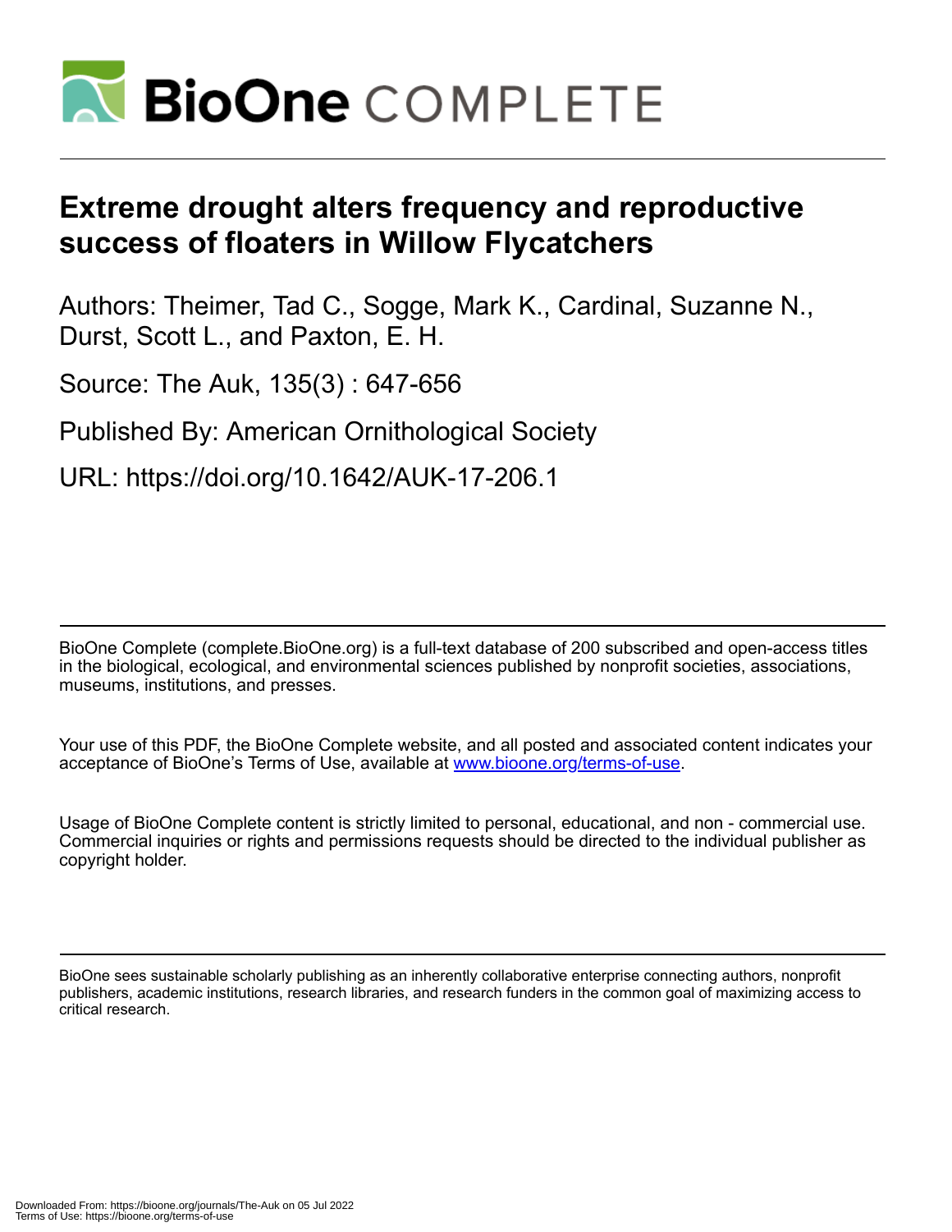# Extreme drought alters frequency and reproductive success of floaters in Willow Flycatchers

Authors: Theimer, Tad C., Sogge, Mark K., Cardinal, Suzanne N., Durst, Scott L., and Paxton, E. H.

Source: The Auk, 135(3) : 647-656

Published By: American Ornithological Society

URL: https://doi.org/10.1642/AUK-17-206.1

BioOne Complete (complete.BioOne.org) is a full-text database of 200 subscribed and open-access titles in the biological, ecological, and environmental sciences published by nonprofit societies, associations, museums, institutions, and presses.

Your use of this PDF, the BioOne Complete website, and all posted and associated content indicates your acceptance of BioOne's Terms of Use, available at www.bioone.org/terms-of-use.

Usage of BioOne Complete content is strictly limited to personal, educational, and non - commercial use. Commercial inquiries or rights and permissions requests should be directed to the individual publisher as copyright holder.

BioOne sees sustainable scholarly publishing as an inherently collaborative enterprise connecting authors, nonprofit publishers, academic institutions, research libraries, and research funders in the common goal of maximizing access to critical research.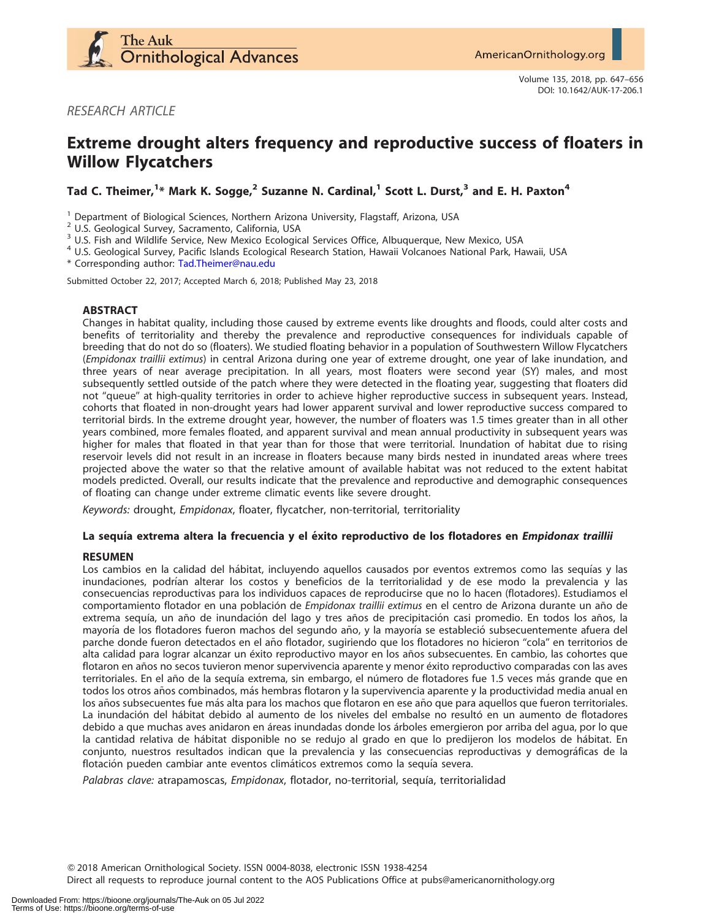*RESEARCH ARTICLE*

# Extreme drought alters frequency and reproductive success of floaters in Willow Flycatchers

**Tad C. Theimer,[1]* Mark K. Sogge,[2] Suzanne N. Cardinal,[1] Scott L. Durst,[3] and E. H. Paxton[4]**

[1] Department of Biological Sciences, Northern Arizona University, Flagstaff, Arizona, USA
[2] U.S. Geological Survey, Sacramento, California, USA
[3] U.S. Fish and Wildlife Service, New Mexico Ecological Services Office, Albuquerque, New Mexico, USA
[4] U.S. Geological Survey, Pacific Islands Ecological Research Station, Hawaii Volcanoes National Park, Hawaii, USA
* Corresponding author: Tad.Theimer@nau.edu

Submitted October 22, 2017; Accepted March 6, 2018; Published May 23, 2018

## ABSTRACT

Changes in habitat quality, including those caused by extreme events like droughts and floods, could alter costs and benefits of territoriality and thereby the prevalence and reproductive consequences for individuals capable of breeding that do not do so (floaters). We studied floating behavior in a population of Southwestern Willow Flycatchers (*Empidonax traillii extimus*) in central Arizona during one year of extreme drought, one year of lake inundation, and three years of near average precipitation. In all years, most floaters were second year (SY) males, and most subsequently settled outside of the patch where they were detected in the floating year, suggesting that floaters did not "queue" at high-quality territories in order to achieve higher reproductive success in subsequent years. Instead, cohorts that floated in non-drought years had lower apparent survival and lower reproductive success compared to territorial birds. In the extreme drought year, however, the number of floaters was 1.5 times greater than in all other years combined, more females floated, and apparent survival and mean annual productivity in subsequent years was higher for males that floated in that year than for those that were territorial. Inundation of habitat due to rising reservoir levels did not result in an increase in floaters because many birds nested in inundated areas where trees projected above the water so that the relative amount of available habitat was not reduced to the extent habitat models predicted. Overall, our results indicate that the prevalence and reproductive and demographic consequences of floating can change under extreme climatic events like severe drought.

*Keywords:* drought, *Empidonax*, floater, flycatcher, non-territorial, territoriality

### La sequía extrema altera la frecuencia y el éxito reproductivo de los flotadores en *Empidonax traillii*

## RESUMEN

Los cambios en la calidad del hábitat, incluyendo aquellos causados por eventos extremos como las sequías y las inundaciones, podrían alterar los costos y beneficios de la territorialidad y de ese modo la prevalencia y las consecuencias reproductivas para los individuos capaces de reproducirse que no lo hacen (flotadores). Estudiamos el comportamiento flotador en una población de *Empidonax traillii extimus* en el centro de Arizona durante un año de extrema sequía, un año de inundación del lago y tres años de precipitación casi promedio. En todos los años, la mayoría de los flotadores fueron machos del segundo año, y la mayoría se estableció subsecuentemente afuera del parche donde fueron detectados en el año flotador, sugiriendo que los flotadores no hicieron "cola" en territorios de alta calidad para lograr alcanzar un éxito reproductivo mayor en los años subsecuentes. En cambio, las cohortes que flotaron en años no secos tuvieron menor supervivencia aparente y menor éxito reproductivo comparadas con las aves territoriales. En el año de la sequía extrema, sin embargo, el número de flotadores fue 1.5 veces más grande que en todos los otros años combinados, más hembras flotaron y la supervivencia aparente y la productividad media anual en los años subsecuentes fue más alta para los machos que flotaron en ese año que para aquellos que fueron territoriales. La inundación del hábitat debido al aumento de los niveles del embalse no resultó en un aumento de flotadores debido a que muchas aves anidaron en áreas inundadas donde los árboles emergieron por arriba del agua, por lo que la cantidad relativa de hábitat disponible no se redujo al grado en que lo predijeron los modelos de hábitat. En conjunto, nuestros resultados indican que la prevalencia y las consecuencias reproductivas y demográficas de la flotación pueden cambiar ante eventos climáticos extremos como la sequía severa.

*Palabras clave:* atrapamoscas, *Empidonax*, flotador, no-territorial, sequía, territorialidad

© 2018 American Ornithological Society. ISSN 0004-8038, electronic ISSN 1938-4254
Direct all requests to reproduce journal content to the AOS Publications Office at pubs@americanornithology.org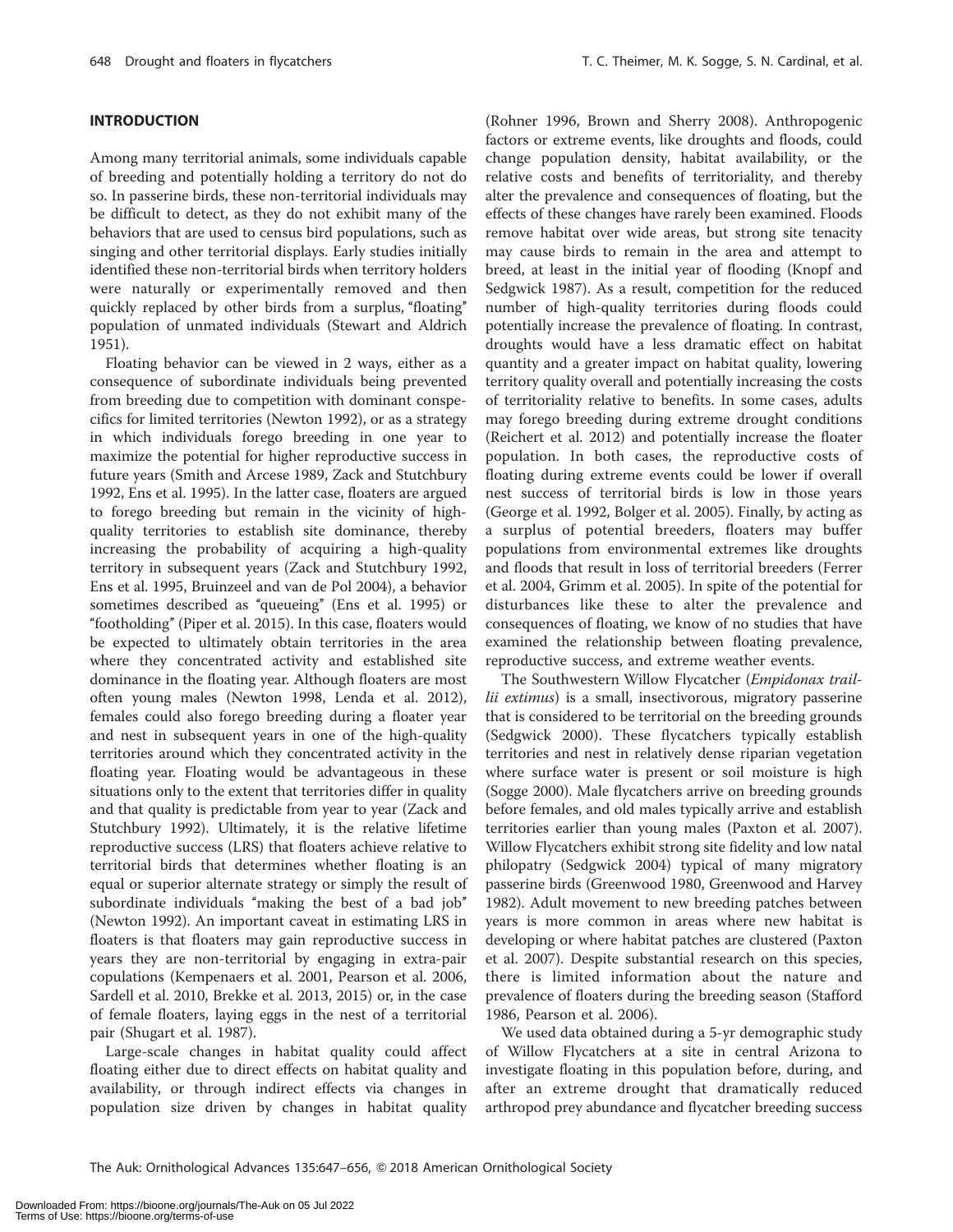## INTRODUCTION

Among many territorial animals, some individuals capable of breeding and potentially holding a territory do not do so. In passerine birds, these non-territorial individuals may be difficult to detect, as they do not exhibit many of the behaviors that are used to census bird populations, such as singing and other territorial displays. Early studies initially identified these non-territorial birds when territory holders were naturally or experimentally removed and then quickly replaced by other birds from a surplus, "floating" population of unmated individuals (Stewart and Aldrich 1951).

Floating behavior can be viewed in 2 ways, either as a consequence of subordinate individuals being prevented from breeding due to competition with dominant conspecifics for limited territories (Newton 1992), or as a strategy in which individuals forego breeding in one year to maximize the potential for higher reproductive success in future years (Smith and Arcese 1989, Zack and Stutchbury 1992, Ens et al. 1995). In the latter case, floaters are argued to forego breeding but remain in the vicinity of high-quality territories to establish site dominance, thereby increasing the probability of acquiring a high-quality territory in subsequent years (Zack and Stutchbury 1992, Ens et al. 1995, Bruinzeel and van de Pol 2004), a behavior sometimes described as "queueing" (Ens et al. 1995) or "footholding" (Piper et al. 2015). In this case, floaters would be expected to ultimately obtain territories in the area where they concentrated activity and established site dominance in the floating year. Although floaters are most often young males (Newton 1998, Lenda et al. 2012), females could also forego breeding during a floater year and nest in subsequent years in one of the high-quality territories around which they concentrated activity in the floating year. Floating would be advantageous in these situations only to the extent that territories differ in quality and that quality is predictable from year to year (Zack and Stutchbury 1992). Ultimately, it is the relative lifetime reproductive success (LRS) that floaters achieve relative to territorial birds that determines whether floating is an equal or superior alternate strategy or simply the result of subordinate individuals "making the best of a bad job" (Newton 1992). An important caveat in estimating LRS in floaters is that floaters may gain reproductive success in years they are non-territorial by engaging in extra-pair copulations (Kempenaers et al. 2001, Pearson et al. 2006, Sardell et al. 2010, Brekke et al. 2013, 2015) or, in the case of female floaters, laying eggs in the nest of a territorial pair (Shugart et al. 1987).

Large-scale changes in habitat quality could affect floating either due to direct effects on habitat quality and availability, or through indirect effects via changes in population size driven by changes in habitat quality (Rohner 1996, Brown and Sherry 2008). Anthropogenic factors or extreme events, like droughts and floods, could change population density, habitat availability, or the relative costs and benefits of territoriality, and thereby alter the prevalence and consequences of floating, but the effects of these changes have rarely been examined. Floods remove habitat over wide areas, but strong site tenacity may cause birds to remain in the area and attempt to breed, at least in the initial year of flooding (Knopf and Sedgwick 1987). As a result, competition for the reduced number of high-quality territories during floods could potentially increase the prevalence of floating. In contrast, droughts would have a less dramatic effect on habitat quantity and a greater impact on habitat quality, lowering territory quality overall and potentially increasing the costs of territoriality relative to benefits. In some cases, adults may forego breeding during extreme drought conditions (Reichert et al. 2012) and potentially increase the floater population. In both cases, the reproductive costs of floating during extreme events could be lower if overall nest success of territorial birds is low in those years (George et al. 1992, Bolger et al. 2005). Finally, by acting as a surplus of potential breeders, floaters may buffer populations from environmental extremes like droughts and floods that result in loss of territorial breeders (Ferrer et al. 2004, Grimm et al. 2005). In spite of the potential for disturbances like these to alter the prevalence and consequences of floating, we know of no studies that have examined the relationship between floating prevalence, reproductive success, and extreme weather events.

The Southwestern Willow Flycatcher (*Empidonax traillii extimus*) is a small, insectivorous, migratory passerine that is considered to be territorial on the breeding grounds (Sedgwick 2000). These flycatchers typically establish territories and nest in relatively dense riparian vegetation where surface water is present or soil moisture is high (Sogge 2000). Male flycatchers arrive on breeding grounds before females, and old males typically arrive and establish territories earlier than young males (Paxton et al. 2007). Willow Flycatchers exhibit strong site fidelity and low natal philopatry (Sedgwick 2004) typical of many migratory passerine birds (Greenwood 1980, Greenwood and Harvey 1982). Adult movement to new breeding patches between years is more common in areas where new habitat is developing or where habitat patches are clustered (Paxton et al. 2007). Despite substantial research on this species, there is limited information about the nature and prevalence of floaters during the breeding season (Stafford 1986, Pearson et al. 2006).

We used data obtained during a 5-yr demographic study of Willow Flycatchers at a site in central Arizona to investigate floating in this population before, during, and after an extreme drought that dramatically reduced arthropod prey abundance and flycatcher breeding success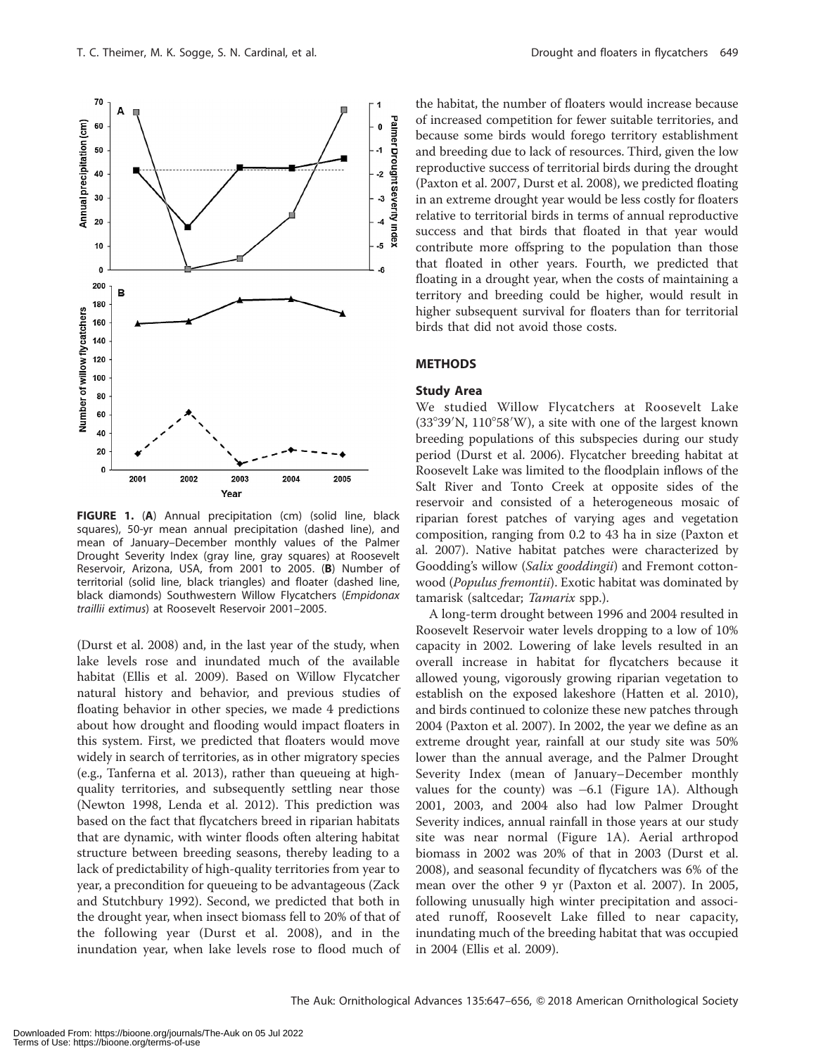FIGURE 1. (**A**) Annual precipitation (cm) (solid line, black squares), 50-yr mean annual precipitation (dashed line), and mean of January–December monthly values of the Palmer Drought Severity Index (gray line, gray squares) at Roosevelt Reservoir, Arizona, USA, from 2001 to 2005. (**B**) Number of territorial (solid line, black triangles) and floater (dashed line, black diamonds) Southwestern Willow Flycatchers (*Empidonax traillii extimus*) at Roosevelt Reservoir 2001–2005.

(Durst et al. 2008) and, in the last year of the study, when lake levels rose and inundated much of the available habitat (Ellis et al. 2009). Based on Willow Flycatcher natural history and behavior, and previous studies of floating behavior in other species, we made 4 predictions about how drought and flooding would impact floaters in this system. First, we predicted that floaters would move widely in search of territories, as in other migratory species (e.g., Tanferna et al. 2013), rather than queueing at high-quality territories, and subsequently settling near those (Newton 1998, Lenda et al. 2012). This prediction was based on the fact that flycatchers breed in riparian habitats that are dynamic, with winter floods often altering habitat structure between breeding seasons, thereby leading to a lack of predictability of high-quality territories from year to year, a precondition for queueing to be advantageous (Zack and Stutchbury 1992). Second, we predicted that both in the drought year, when insect biomass fell to 20% of that of the following year (Durst et al. 2008), and in the inundation year, when lake levels rose to flood much of the habitat, the number of floaters would increase because of increased competition for fewer suitable territories, and because some birds would forego territory establishment and breeding due to lack of resources. Third, given the low reproductive success of territorial birds during the drought (Paxton et al. 2007, Durst et al. 2008), we predicted floating in an extreme drought year would be less costly for floaters relative to territorial birds in terms of annual reproductive success and that birds that floated in that year would contribute more offspring to the population than those that floated in other years. Fourth, we predicted that floating in a drought year, when the costs of maintaining a territory and breeding could be higher, would result in higher subsequent survival for floaters than for territorial birds that did not avoid those costs.

## METHODS

### Study Area

We studied Willow Flycatchers at Roosevelt Lake (33°39′N, 110°58′W), a site with one of the largest known breeding populations of this subspecies during our study period (Durst et al. 2006). Flycatcher breeding habitat at Roosevelt Lake was limited to the floodplain inflows of the Salt River and Tonto Creek at opposite sides of the reservoir and consisted of a heterogeneous mosaic of riparian forest patches of varying ages and vegetation composition, ranging from 0.2 to 43 ha in size (Paxton et al. 2007). Native habitat patches were characterized by Goodding's willow (*Salix gooddingii*) and Fremont cottonwood (*Populus fremontii*). Exotic habitat was dominated by tamarisk (saltcedar; *Tamarix* spp.).

A long-term drought between 1996 and 2004 resulted in Roosevelt Reservoir water levels dropping to a low of 10% capacity in 2002. Lowering of lake levels resulted in an overall increase in habitat for flycatchers because it allowed young, vigorously growing riparian vegetation to establish on the exposed lakeshore (Hatten et al. 2010), and birds continued to colonize these new patches through 2004 (Paxton et al. 2007). In 2002, the year we define as an extreme drought year, rainfall at our study site was 50% lower than the annual average, and the Palmer Drought Severity Index (mean of January–December monthly values for the county) was –6.1 (Figure 1A). Although 2001, 2003, and 2004 also had low Palmer Drought Severity indices, annual rainfall in those years at our study site was near normal (Figure 1A). Aerial arthropod biomass in 2002 was 20% of that in 2003 (Durst et al. 2008), and seasonal fecundity of flycatchers was 6% of the mean over the other 9 yr (Paxton et al. 2007). In 2005, following unusually high winter precipitation and associated runoff, Roosevelt Lake filled to near capacity, inundating much of the breeding habitat that was occupied in 2004 (Ellis et al. 2009).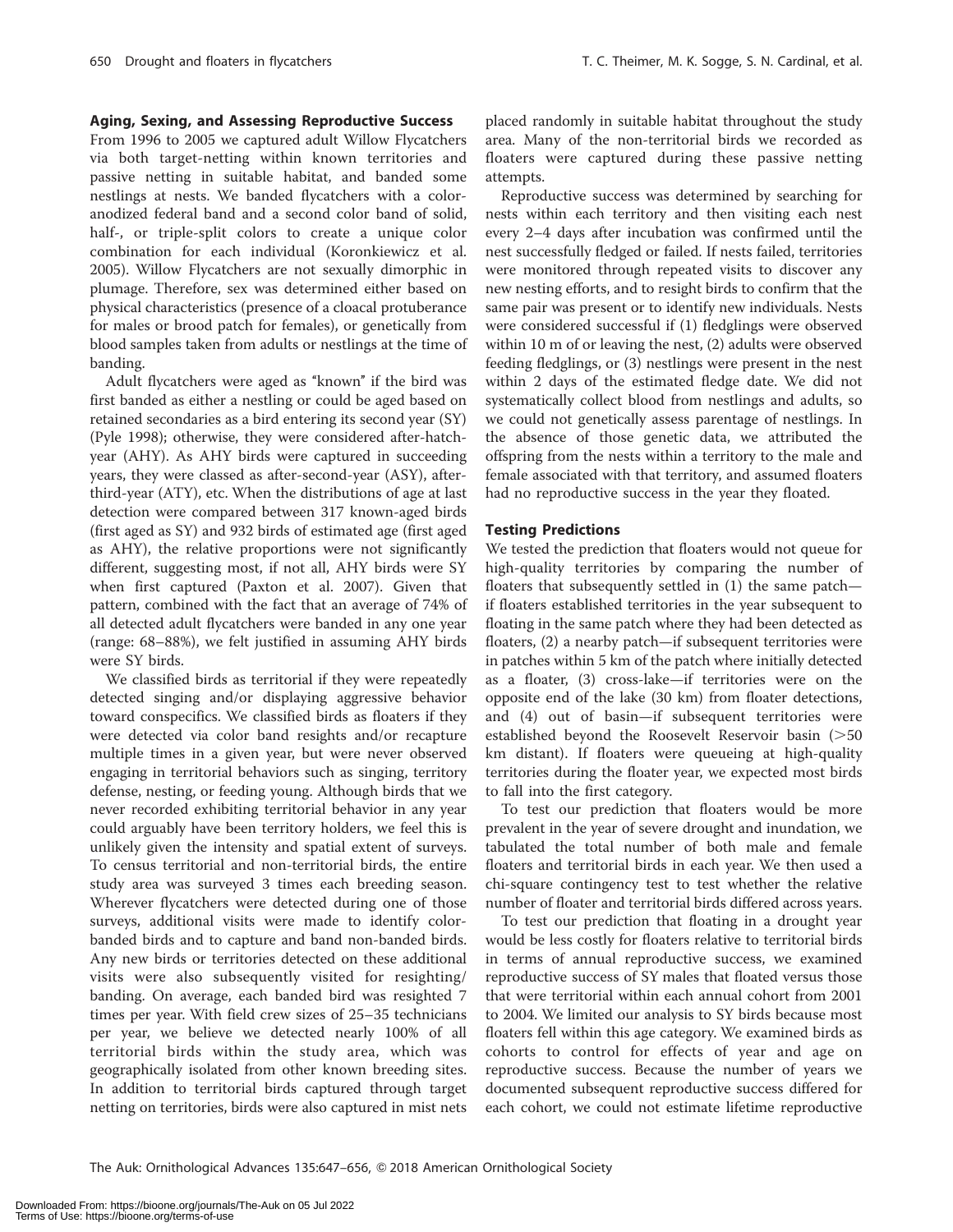### Aging, Sexing, and Assessing Reproductive Success

From 1996 to 2005 we captured adult Willow Flycatchers via both target-netting within known territories and passive netting in suitable habitat, and banded some nestlings at nests. We banded flycatchers with a color-anodized federal band and a second color band of solid, half-, or triple-split colors to create a unique color combination for each individual (Koronkiewicz et al. 2005). Willow Flycatchers are not sexually dimorphic in plumage. Therefore, sex was determined either based on physical characteristics (presence of a cloacal protuberance for males or brood patch for females), or genetically from blood samples taken from adults or nestlings at the time of banding.

Adult flycatchers were aged as "known" if the bird was first banded as either a nestling or could be aged based on retained secondaries as a bird entering its second year (SY) (Pyle 1998); otherwise, they were considered after-hatch-year (AHY). As AHY birds were captured in succeeding years, they were classed as after-second-year (ASY), after-third-year (ATY), etc. When the distributions of age at last detection were compared between 317 known-aged birds (first aged as SY) and 932 birds of estimated age (first aged as AHY), the relative proportions were not significantly different, suggesting most, if not all, AHY birds were SY when first captured (Paxton et al. 2007). Given that pattern, combined with the fact that an average of 74% of all detected adult flycatchers were banded in any one year (range: 68–88%), we felt justified in assuming AHY birds were SY birds.

We classified birds as territorial if they were repeatedly detected singing and/or displaying aggressive behavior toward conspecifics. We classified birds as floaters if they were detected via color band resights and/or recapture multiple times in a given year, but were never observed engaging in territorial behaviors such as singing, territory defense, nesting, or feeding young. Although birds that we never recorded exhibiting territorial behavior in any year could arguably have been territory holders, we feel this is unlikely given the intensity and spatial extent of surveys. To census territorial and non-territorial birds, the entire study area was surveyed 3 times each breeding season. Wherever flycatchers were detected during one of those surveys, additional visits were made to identify color-banded birds and to capture and band non-banded birds. Any new birds or territories detected on these additional visits were also subsequently visited for resighting/banding. On average, each banded bird was resighted 7 times per year. With field crew sizes of 25–35 technicians per year, we believe we detected nearly 100% of all territorial birds within the study area, which was geographically isolated from other known breeding sites. In addition to territorial birds captured through target netting on territories, birds were also captured in mist nets placed randomly in suitable habitat throughout the study area. Many of the non-territorial birds we recorded as floaters were captured during these passive netting attempts.

Reproductive success was determined by searching for nests within each territory and then visiting each nest every 2–4 days after incubation was confirmed until the nest successfully fledged or failed. If nests failed, territories were monitored through repeated visits to discover any new nesting efforts, and to resight birds to confirm that the same pair was present or to identify new individuals. Nests were considered successful if (1) fledglings were observed within 10 m of or leaving the nest, (2) adults were observed feeding fledglings, or (3) nestlings were present in the nest within 2 days of the estimated fledge date. We did not systematically collect blood from nestlings and adults, so we could not genetically assess parentage of nestlings. In the absence of those genetic data, we attributed the offspring from the nests within a territory to the male and female associated with that territory, and assumed floaters had no reproductive success in the year they floated.

### Testing Predictions

We tested the prediction that floaters would not queue for high-quality territories by comparing the number of floaters that subsequently settled in (1) the same patch—if floaters established territories in the year subsequent to floating in the same patch where they had been detected as floaters, (2) a nearby patch—if subsequent territories were in patches within 5 km of the patch where initially detected as a floater, (3) cross-lake—if territories were on the opposite end of the lake (30 km) from floater detections, and (4) out of basin—if subsequent territories were established beyond the Roosevelt Reservoir basin (>50 km distant). If floaters were queueing at high-quality territories during the floater year, we expected most birds to fall into the first category.

To test our prediction that floaters would be more prevalent in the year of severe drought and inundation, we tabulated the total number of both male and female floaters and territorial birds in each year. We then used a chi-square contingency test to test whether the relative number of floater and territorial birds differed across years.

To test our prediction that floating in a drought year would be less costly for floaters relative to territorial birds in terms of annual reproductive success, we examined reproductive success of SY males that floated versus those that were territorial within each annual cohort from 2001 to 2004. We limited our analysis to SY birds because most floaters fell within this age category. We examined birds as cohorts to control for effects of year and age on reproductive success. Because the number of years we documented subsequent reproductive success differed for each cohort, we could not estimate lifetime reproductive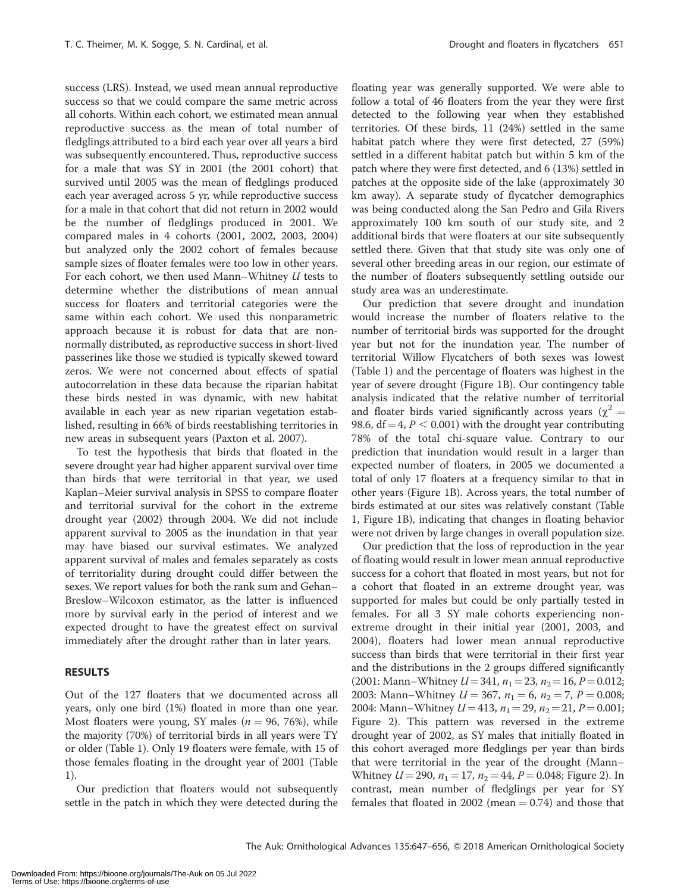success (LRS). Instead, we used mean annual reproductive success so that we could compare the same metric across all cohorts. Within each cohort, we estimated mean annual reproductive success as the mean of total number of fledglings attributed to a bird each year over all years a bird was subsequently encountered. Thus, reproductive success for a male that was SY in 2001 (the 2001 cohort) that survived until 2005 was the mean of fledglings produced each year averaged across 5 yr, while reproductive success for a male in that cohort that did not return in 2002 would be the number of fledglings produced in 2001. We compared males in 4 cohorts (2001, 2002, 2003, 2004) but analyzed only the 2002 cohort of females because sample sizes of floater females were too low in other years. For each cohort, we then used Mann–Whitney $U$ tests to determine whether the distributions of mean annual success for floaters and territorial categories were the same within each cohort. We used this nonparametric approach because it is robust for data that are non-normally distributed, as reproductive success in short-lived passerines like those we studied is typically skewed toward zeros. We were not concerned about effects of spatial autocorrelation in these data because the riparian habitat these birds nested in was dynamic, with new habitat available in each year as new riparian vegetation established, resulting in 66% of birds reestablishing territories in new areas in subsequent years (Paxton et al. 2007).

To test the hypothesis that birds that floated in the severe drought year had higher apparent survival over time than birds that were territorial in that year, we used Kaplan–Meier survival analysis in SPSS to compare floater and territorial survival for the cohort in the extreme drought year (2002) through 2004. We did not include apparent survival to 2005 as the inundation in that year may have biased our survival estimates. We analyzed apparent survival of males and females separately as costs of territoriality during drought could differ between the sexes. We report values for both the rank sum and Gehan–Breslow–Wilcoxon estimator, as the latter is influenced more by survival early in the period of interest and we expected drought to have the greatest effect on survival immediately after the drought rather than in later years.

## RESULTS

Out of the 127 floaters that we documented across all years, only one bird (1%) floated in more than one year. Most floaters were young, SY males ($n = 96$, 76%), while the majority (70%) of territorial birds in all years were TY or older (Table 1). Only 19 floaters were female, with 15 of those females floating in the drought year of 2001 (Table 1).

Our prediction that floaters would not subsequently settle in the patch in which they were detected during the floating year was generally supported. We were able to follow a total of 46 floaters from the year they were first detected to the following year when they established territories. Of these birds, 11 (24%) settled in the same habitat patch where they were first detected, 27 (59%) settled in a different habitat patch but within 5 km of the patch where they were first detected, and 6 (13%) settled in patches at the opposite side of the lake (approximately 30 km away). A separate study of flycatcher demographics was being conducted along the San Pedro and Gila Rivers approximately 100 km south of our study site, and 2 additional birds that were floaters at our site subsequently settled there. Given that that study site was only one of several other breeding areas in our region, our estimate of the number of floaters subsequently settling outside our study area was an underestimate.

Our prediction that severe drought and inundation would increase the number of floaters relative to the number of territorial birds was supported for the drought year but not for the inundation year. The number of territorial Willow Flycatchers of both sexes was lowest (Table 1) and the percentage of floaters was highest in the year of severe drought (Figure 1B). Our contingency table analysis indicated that the relative number of territorial and floater birds varied significantly across years ($\chi^2 = 98.6$, df = 4, $P < 0.001$) with the drought year contributing 78% of the total chi-square value. Contrary to our prediction that inundation would result in a larger than expected number of floaters, in 2005 we documented a total of only 17 floaters at a frequency similar to that in other years (Figure 1B). Across years, the total number of birds estimated at our sites was relatively constant (Table 1, Figure 1B), indicating that changes in floating behavior were not driven by large changes in overall population size.

Our prediction that the loss of reproduction in the year of floating would result in lower mean annual reproductive success for a cohort that floated in most years, but not for a cohort that floated in an extreme drought year, was supported for males but could be only partially tested in females. For all 3 SY male cohorts experiencing non-extreme drought in their initial year (2001, 2003, and 2004), floaters had lower mean annual reproductive success than birds that were territorial in their first year and the distributions in the 2 groups differed significantly (2001: Mann–Whitney $U = 341$, $n_1 = 23$, $n_2 = 16$, $P = 0.012$; 2003: Mann–Whitney $U = 367$, $n_1 = 6$, $n_2 = 7$, $P = 0.008$; 2004: Mann–Whitney $U = 413$, $n_1 = 29$, $n_2 = 21$, $P = 0.001$; Figure 2). This pattern was reversed in the extreme drought year of 2002, as SY males that initially floated in this cohort averaged more fledglings per year than birds that were territorial in the year of the drought (Mann–Whitney $U = 290$, $n_1 = 17$, $n_2 = 44$, $P = 0.048$; Figure 2). In contrast, mean number of fledglings per year for SY females that floated in 2002 (mean = 0.74) and those that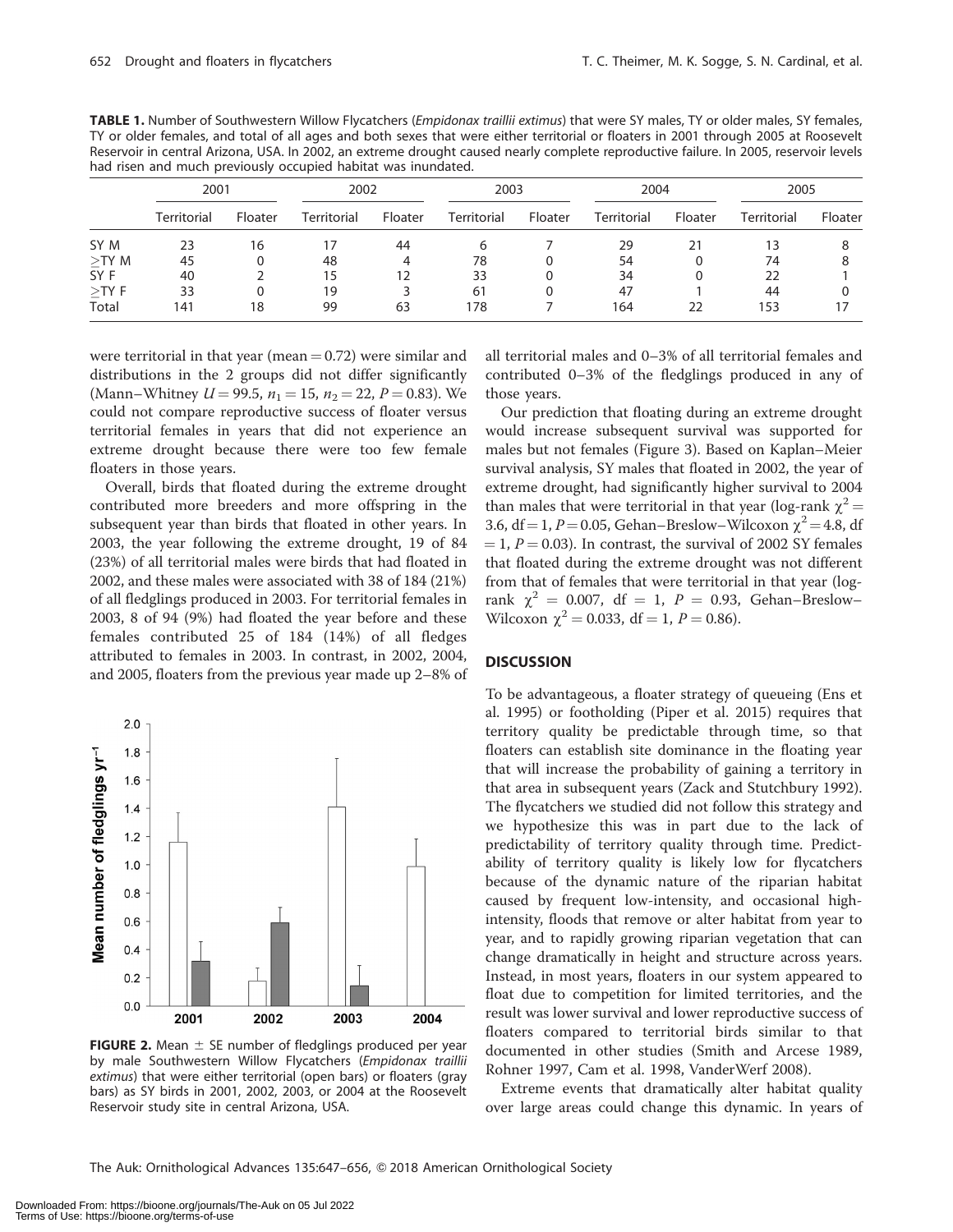**TABLE 1.** Number of Southwestern Willow Flycatchers (*Empidonax traillii extimus*) that were SY males, TY or older males, SY females, TY or older females, and total of all ages and both sexes that were either territorial or floaters in 2001 through 2005 at Roosevelt Reservoir in central Arizona, USA. In 2002, an extreme drought caused nearly complete reproductive failure. In 2005, reservoir levels had risen and much previously occupied habitat was inundated.

| | 2001 | | 2002 | | 2003 | | 2004 | | 2005 | |
|---|---|---|---|---|---|---|---|---|---|---|
| | Territorial | Floater | Territorial | Floater | Territorial | Floater | Territorial | Floater | Territorial | Floater |
| SY M | 23 | 16 | 17 | 44 | 6 | 7 | 29 | 21 | 13 | 8 |
| ≥TY M | 45 | 0 | 48 | 4 | 78 | 0 | 54 | 0 | 74 | 8 |
| SY F | 40 | 2 | 15 | 12 | 33 | 0 | 34 | 0 | 22 | 1 |
| ≥TY F | 33 | 0 | 19 | 3 | 61 | 0 | 47 | 1 | 44 | 0 |
| Total | 141 | 18 | 99 | 63 | 178 | 7 | 164 | 22 | 153 | 17 |

were territorial in that year (mean = 0.72) were similar and distributions in the 2 groups did not differ significantly (Mann–Whitney $U = 99.5$, $n_1 = 15$, $n_2 = 22$, $P = 0.83$). We could not compare reproductive success of floater versus territorial females in years that did not experience an extreme drought because there were too few female floaters in those years.

Overall, birds that floated during the extreme drought contributed more breeders and more offspring in the subsequent year than birds that floated in other years. In 2003, the year following the extreme drought, 19 of 84 (23%) of all territorial males were birds that had floated in 2002, and these males were associated with 38 of 184 (21%) of all fledglings produced in 2003. For territorial females in 2003, 8 of 94 (9%) had floated the year before and these females contributed 25 of 184 (14%) of all fledges attributed to females in 2003. In contrast, in 2002, 2004, and 2005, floaters from the previous year made up 2–8% of all territorial males and 0–3% of all territorial females and contributed 0–3% of the fledglings produced in any of those years.

**FIGURE 2.** Mean ± SE number of fledglings produced per year by male Southwestern Willow Flycatchers (*Empidonax traillii extimus*) that were either territorial (open bars) or floaters (gray bars) as SY birds in 2001, 2002, 2003, or 2004 at the Roosevelt Reservoir study site in central Arizona, USA.

Our prediction that floating during an extreme drought would increase subsequent survival was supported for males but not females (Figure 3). Based on Kaplan–Meier survival analysis, SY males that floated in 2002, the year of extreme drought, had significantly higher survival to 2004 than males that were territorial in that year (log-rank $\chi^2 = 3.6$, df = 1, $P = 0.05$, Gehan–Breslow–Wilcoxon $\chi^2 = 4.8$, df = 1, $P = 0.03$). In contrast, the survival of 2002 SY females that floated during the extreme drought was not different from that of females that were territorial in that year (log-rank $\chi^2 = 0.007$, df = 1, $P = 0.93$, Gehan–Breslow–Wilcoxon $\chi^2 = 0.033$, df = 1, $P = 0.86$).

## DISCUSSION

To be advantageous, a floater strategy of queueing (Ens et al. 1995) or footholding (Piper et al. 2015) requires that territory quality be predictable through time, so that floaters can establish site dominance in the floating year that will increase the probability of gaining a territory in that area in subsequent years (Zack and Stutchbury 1992). The flycatchers we studied did not follow this strategy and we hypothesize this was in part due to the lack of predictability of territory quality through time. Predictability of territory quality is likely low for flycatchers because of the dynamic nature of the riparian habitat caused by frequent low-intensity, and occasional high-intensity, floods that remove or alter habitat from year to year, and to rapidly growing riparian vegetation that can change dramatically in height and structure across years. Instead, in most years, floaters in our system appeared to float due to competition for limited territories, and the result was lower survival and lower reproductive success of floaters compared to territorial birds similar to that documented in other studies (Smith and Arcese 1989, Rohner 1997, Cam et al. 1998, VanderWerf 2008).

Extreme events that dramatically alter habitat quality over large areas could change this dynamic. In years of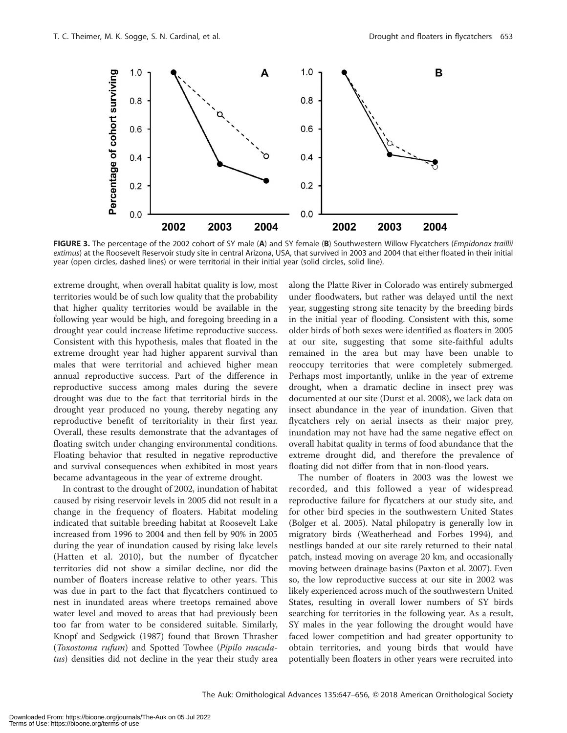**FIGURE 3.** The percentage of the 2002 cohort of SY male (**A**) and SY female (**B**) Southwestern Willow Flycatchers (*Empidonax traillii extimus*) at the Roosevelt Reservoir study site in central Arizona, USA, that survived in 2003 and 2004 that either floated in their initial year (open circles, dashed lines) or were territorial in their initial year (solid circles, solid line).

extreme drought, when overall habitat quality is low, most territories would be of such low quality that the probability that higher quality territories would be available in the following year would be high, and foregoing breeding in a drought year could increase lifetime reproductive success. Consistent with this hypothesis, males that floated in the extreme drought year had higher apparent survival than males that were territorial and achieved higher mean annual reproductive success. Part of the difference in reproductive success among males during the severe drought was due to the fact that territorial birds in the drought year produced no young, thereby negating any reproductive benefit of territoriality in their first year. Overall, these results demonstrate that the advantages of floating switch under changing environmental conditions. Floating behavior that resulted in negative reproductive and survival consequences when exhibited in most years became advantageous in the year of extreme drought.

In contrast to the drought of 2002, inundation of habitat caused by rising reservoir levels in 2005 did not result in a change in the frequency of floaters. Habitat modeling indicated that suitable breeding habitat at Roosevelt Lake increased from 1996 to 2004 and then fell by 90% in 2005 during the year of inundation caused by rising lake levels (Hatten et al. 2010), but the number of flycatcher territories did not show a similar decline, nor did the number of floaters increase relative to other years. This was due in part to the fact that flycatchers continued to nest in inundated areas where treetops remained above water level and moved to areas that had previously been too far from water to be considered suitable. Similarly, Knopf and Sedgwick (1987) found that Brown Thrasher (*Toxostoma rufum*) and Spotted Towhee (*Pipilo maculatus*) densities did not decline in the year their study area along the Platte River in Colorado was entirely submerged under floodwaters, but rather was delayed until the next year, suggesting strong site tenacity by the breeding birds in the initial year of flooding. Consistent with this, some older birds of both sexes were identified as floaters in 2005 at our site, suggesting that some site-faithful adults remained in the area but may have been unable to reoccupy territories that were completely submerged. Perhaps most importantly, unlike in the year of extreme drought, when a dramatic decline in insect prey was documented at our site (Durst et al. 2008), we lack data on insect abundance in the year of inundation. Given that flycatchers rely on aerial insects as their major prey, inundation may not have had the same negative effect on overall habitat quality in terms of food abundance that the extreme drought did, and therefore the prevalence of floating did not differ from that in non-flood years.

The number of floaters in 2003 was the lowest we recorded, and this followed a year of widespread reproductive failure for flycatchers at our study site, and for other bird species in the southwestern United States (Bolger et al. 2005). Natal philopatry is generally low in migratory birds (Weatherhead and Forbes 1994), and nestlings banded at our site rarely returned to their natal patch, instead moving on average 20 km, and occasionally moving between drainage basins (Paxton et al. 2007). Even so, the low reproductive success at our site in 2002 was likely experienced across much of the southwestern United States, resulting in overall lower numbers of SY birds searching for territories in the following year. As a result, SY males in the year following the drought would have faced lower competition and had greater opportunity to obtain territories, and young birds that would have potentially been floaters in other years were recruited into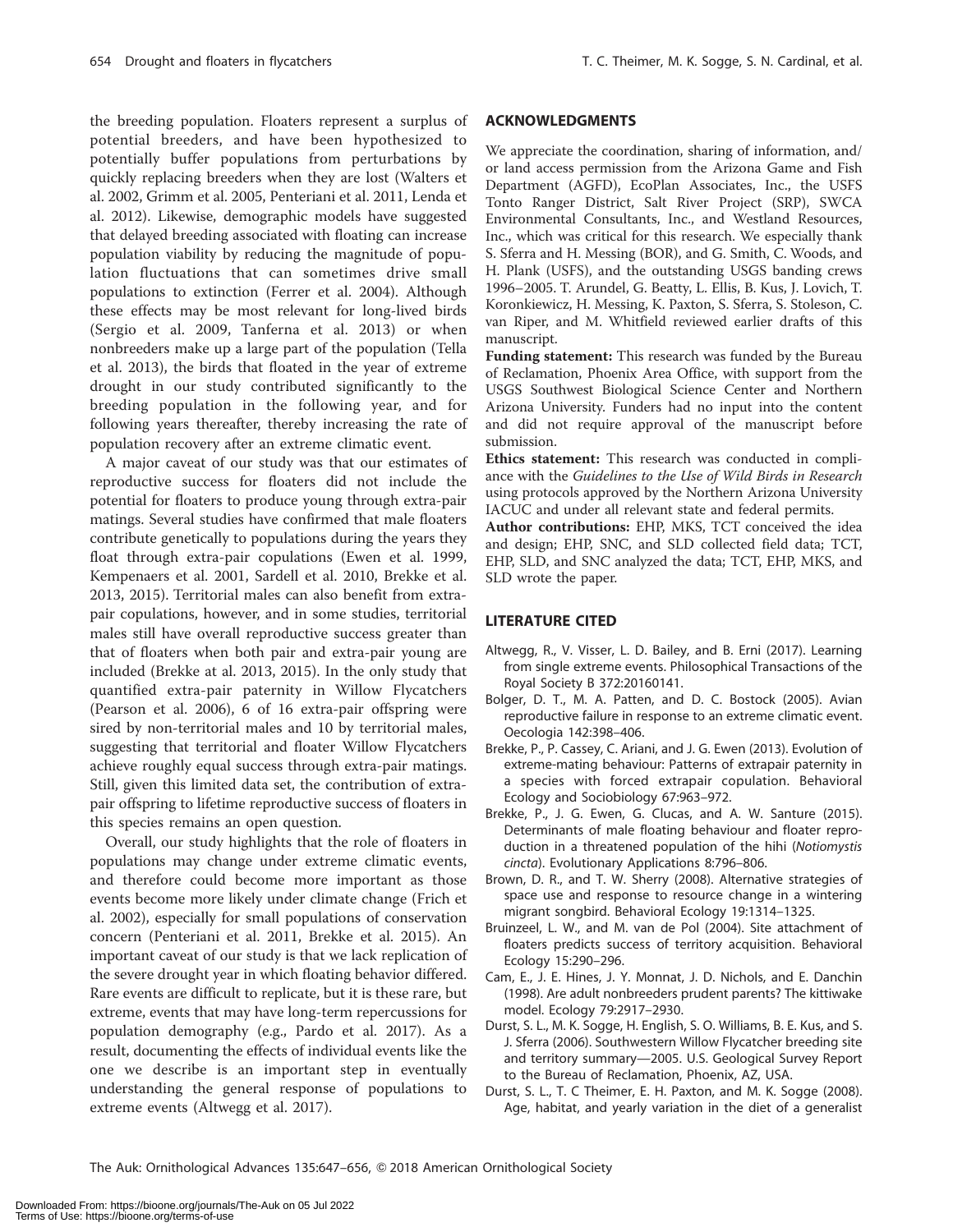the breeding population. Floaters represent a surplus of potential breeders, and have been hypothesized to potentially buffer populations from perturbations by quickly replacing breeders when they are lost (Walters et al. 2002, Grimm et al. 2005, Penteriani et al. 2011, Lenda et al. 2012). Likewise, demographic models have suggested that delayed breeding associated with floating can increase population viability by reducing the magnitude of population fluctuations that can sometimes drive small populations to extinction (Ferrer et al. 2004). Although these effects may be most relevant for long-lived birds (Sergio et al. 2009, Tanferna et al. 2013) or when nonbreeders make up a large part of the population (Tella et al. 2013), the birds that floated in the year of extreme drought in our study contributed significantly to the breeding population in the following year, and for following years thereafter, thereby increasing the rate of population recovery after an extreme climatic event.

A major caveat of our study was that our estimates of reproductive success for floaters did not include the potential for floaters to produce young through extra-pair matings. Several studies have confirmed that male floaters contribute genetically to populations during the years they float through extra-pair copulations (Ewen et al. 1999, Kempenaers et al. 2001, Sardell et al. 2010, Brekke et al. 2013, 2015). Territorial males can also benefit from extra-pair copulations, however, and in some studies, territorial males still have overall reproductive success greater than that of floaters when both pair and extra-pair young are included (Brekke at al. 2013, 2015). In the only study that quantified extra-pair paternity in Willow Flycatchers (Pearson et al. 2006), 6 of 16 extra-pair offspring were sired by non-territorial males and 10 by territorial males, suggesting that territorial and floater Willow Flycatchers achieve roughly equal success through extra-pair matings. Still, given this limited data set, the contribution of extra-pair offspring to lifetime reproductive success of floaters in this species remains an open question.

Overall, our study highlights that the role of floaters in populations may change under extreme climatic events, and therefore could become more important as those events become more likely under climate change (Frich et al. 2002), especially for small populations of conservation concern (Penteriani et al. 2011, Brekke et al. 2015). An important caveat of our study is that we lack replication of the severe drought year in which floating behavior differed. Rare events are difficult to replicate, but it is these rare, but extreme, events that may have long-term repercussions for population demography (e.g., Pardo et al. 2017). As a result, documenting the effects of individual events like the one we describe is an important step in eventually understanding the general response of populations to extreme events (Altwegg et al. 2017).

## ACKNOWLEDGMENTS

We appreciate the coordination, sharing of information, and/or land access permission from the Arizona Game and Fish Department (AGFD), EcoPlan Associates, Inc., the USFS Tonto Ranger District, Salt River Project (SRP), SWCA Environmental Consultants, Inc., and Westland Resources, Inc., which was critical for this research. We especially thank S. Sferra and H. Messing (BOR), and G. Smith, C. Woods, and H. Plank (USFS), and the outstanding USGS banding crews 1996–2005. T. Arundel, G. Beatty, L. Ellis, B. Kus, J. Lovich, T. Koronkiewicz, H. Messing, K. Paxton, S. Sferra, S. Stoleson, C. van Riper, and M. Whitfield reviewed earlier drafts of this manuscript.

**Funding statement:** This research was funded by the Bureau of Reclamation, Phoenix Area Office, with support from the USGS Southwest Biological Science Center and Northern Arizona University. Funders had no input into the content and did not require approval of the manuscript before submission.

**Ethics statement:** This research was conducted in compliance with the *Guidelines to the Use of Wild Birds in Research* using protocols approved by the Northern Arizona University IACUC and under all relevant state and federal permits.

**Author contributions:** EHP, MKS, TCT conceived the idea and design; EHP, SNC, and SLD collected field data; TCT, EHP, SLD, and SNC analyzed the data; TCT, EHP, MKS, and SLD wrote the paper.

## LITERATURE CITED

Altwegg, R., V. Visser, L. D. Bailey, and B. Erni (2017). Learning from single extreme events. Philosophical Transactions of the Royal Society B 372:20160141.

Bolger, D. T., M. A. Patten, and D. C. Bostock (2005). Avian reproductive failure in response to an extreme climatic event. Oecologia 142:398–406.

Brekke, P., P. Cassey, C. Ariani, and J. G. Ewen (2013). Evolution of extreme-mating behaviour: Patterns of extrapair paternity in a species with forced extrapair copulation. Behavioral Ecology and Sociobiology 67:963–972.

Brekke, P., J. G. Ewen, G. Clucas, and A. W. Santure (2015). Determinants of male floating behaviour and floater reproduction in a threatened population of the hihi (*Notiomystis cincta*). Evolutionary Applications 8:796–806.

Brown, D. R., and T. W. Sherry (2008). Alternative strategies of space use and response to resource change in a wintering migrant songbird. Behavioral Ecology 19:1314–1325.

Bruinzeel, L. W., and M. van de Pol (2004). Site attachment of floaters predicts success of territory acquisition. Behavioral Ecology 15:290–296.

Cam, E., J. E. Hines, J. Y. Monnat, J. D. Nichols, and E. Danchin (1998). Are adult nonbreeders prudent parents? The kittiwake model. Ecology 79:2917–2930.

Durst, S. L., M. K. Sogge, H. English, S. O. Williams, B. E. Kus, and S. J. Sferra (2006). Southwestern Willow Flycatcher breeding site and territory summary—2005. U.S. Geological Survey Report to the Bureau of Reclamation, Phoenix, AZ, USA.

Durst, S. L., T. C Theimer, E. H. Paxton, and M. K. Sogge (2008). Age, habitat, and yearly variation in the diet of a generalist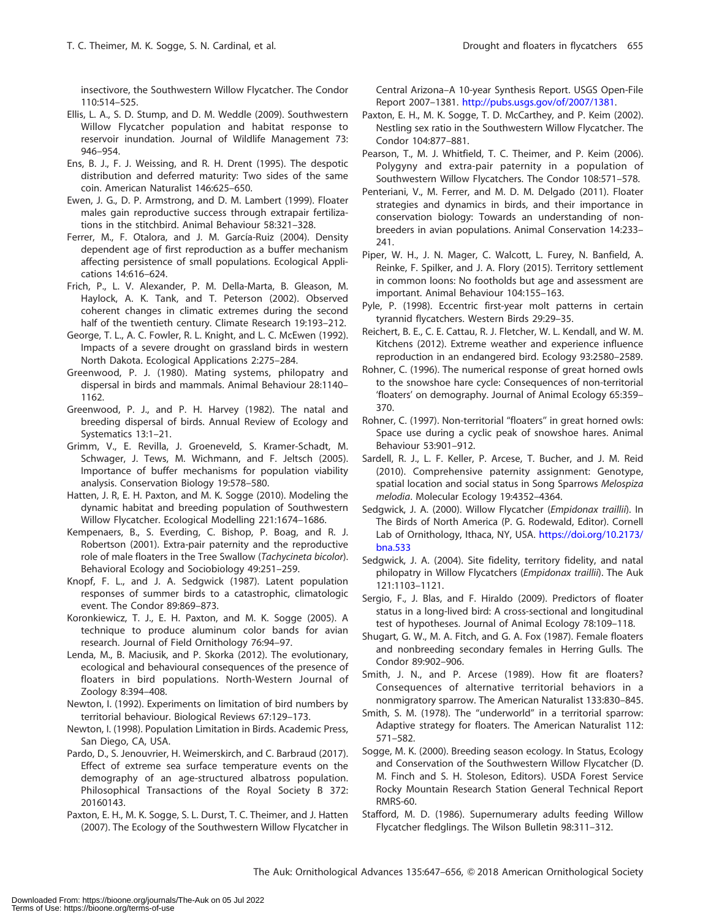insectivore, the Southwestern Willow Flycatcher. The Condor 110:514–525.

Ellis, L. A., S. D. Stump, and D. M. Weddle (2009). Southwestern Willow Flycatcher population and habitat response to reservoir inundation. Journal of Wildlife Management 73: 946–954.

Ens, B. J., F. J. Weissing, and R. H. Drent (1995). The despotic distribution and deferred maturity: Two sides of the same coin. American Naturalist 146:625–650.

Ewen, J. G., D. P. Armstrong, and D. M. Lambert (1999). Floater males gain reproductive success through extrapair fertilizations in the stitchbird. Animal Behaviour 58:321–328.

Ferrer, M., F. Otalora, and J. M. García-Ruiz (2004). Density dependent age of first reproduction as a buffer mechanism affecting persistence of small populations. Ecological Applications 14:616–624.

Frich, P., L. V. Alexander, P. M. Della-Marta, B. Gleason, M. Haylock, A. K. Tank, and T. Peterson (2002). Observed coherent changes in climatic extremes during the second half of the twentieth century. Climate Research 19:193–212.

George, T. L., A. C. Fowler, R. L. Knight, and L. C. McEwen (1992). Impacts of a severe drought on grassland birds in western North Dakota. Ecological Applications 2:275–284.

Greenwood, P. J. (1980). Mating systems, philopatry and dispersal in birds and mammals. Animal Behaviour 28:1140–1162.

Greenwood, P. J., and P. H. Harvey (1982). The natal and breeding dispersal of birds. Annual Review of Ecology and Systematics 13:1–21.

Grimm, V., E. Revilla, J. Groeneveld, S. Kramer-Schadt, M. Schwager, J. Tews, M. Wichmann, and F. Jeltsch (2005). Importance of buffer mechanisms for population viability analysis. Conservation Biology 19:578–580.

Hatten, J. R, E. H. Paxton, and M. K. Sogge (2010). Modeling the dynamic habitat and breeding population of Southwestern Willow Flycatcher. Ecological Modelling 221:1674–1686.

Kempenaers, B., S. Everding, C. Bishop, P. Boag, and R. J. Robertson (2001). Extra-pair paternity and the reproductive role of male floaters in the Tree Swallow (*Tachycineta bicolor*). Behavioral Ecology and Sociobiology 49:251–259.

Knopf, F. L., and J. A. Sedgwick (1987). Latent population responses of summer birds to a catastrophic, climatologic event. The Condor 89:869–873.

Koronkiewicz, T. J., E. H. Paxton, and M. K. Sogge (2005). A technique to produce aluminum color bands for avian research. Journal of Field Ornithology 76:94–97.

Lenda, M., B. Maciusik, and P. Skorka (2012). The evolutionary, ecological and behavioural consequences of the presence of floaters in bird populations. North-Western Journal of Zoology 8:394–408.

Newton, I. (1992). Experiments on limitation of bird numbers by territorial behaviour. Biological Reviews 67:129–173.

Newton, I. (1998). Population Limitation in Birds. Academic Press, San Diego, CA, USA.

Pardo, D., S. Jenouvrier, H. Weimerskirch, and C. Barbraud (2017). Effect of extreme sea surface temperature events on the demography of an age-structured albatross population. Philosophical Transactions of the Royal Society B 372: 20160143.

Paxton, E. H., M. K. Sogge, S. L. Durst, T. C. Theimer, and J. Hatten (2007). The Ecology of the Southwestern Willow Flycatcher in Central Arizona–A 10-year Synthesis Report. USGS Open-File Report 2007–1381. http://pubs.usgs.gov/of/2007/1381.

Paxton, E. H., M. K. Sogge, T. D. McCarthey, and P. Keim (2002). Nestling sex ratio in the Southwestern Willow Flycatcher. The Condor 104:877–881.

Pearson, T., M. J. Whitfield, T. C. Theimer, and P. Keim (2006). Polygyny and extra-pair paternity in a population of Southwestern Willow Flycatchers. The Condor 108:571–578.

Penteriani, V., M. Ferrer, and M. D. M. Delgado (2011). Floater strategies and dynamics in birds, and their importance in conservation biology: Towards an understanding of nonbreeders in avian populations. Animal Conservation 14:233–241.

Piper, W. H., J. N. Mager, C. Walcott, L. Furey, N. Banfield, A. Reinke, F. Spilker, and J. A. Flory (2015). Territory settlement in common loons: No footholds but age and assessment are important. Animal Behaviour 104:155–163.

Pyle, P. (1998). Eccentric first-year molt patterns in certain tyrannid flycatchers. Western Birds 29:29–35.

Reichert, B. E., C. E. Cattau, R. J. Fletcher, W. L. Kendall, and W. M. Kitchens (2012). Extreme weather and experience influence reproduction in an endangered bird. Ecology 93:2580–2589.

Rohner, C. (1996). The numerical response of great horned owls to the snowshoe hare cycle: Consequences of non-territorial 'floaters' on demography. Journal of Animal Ecology 65:359–370.

Rohner, C. (1997). Non-territorial "floaters" in great horned owls: Space use during a cyclic peak of snowshoe hares. Animal Behaviour 53:901–912.

Sardell, R. J., L. F. Keller, P. Arcese, T. Bucher, and J. M. Reid (2010). Comprehensive paternity assignment: Genotype, spatial location and social status in Song Sparrows *Melospiza melodia*. Molecular Ecology 19:4352–4364.

Sedgwick, J. A. (2000). Willow Flycatcher (*Empidonax traillii*). In The Birds of North America (P. G. Rodewald, Editor). Cornell Lab of Ornithology, Ithaca, NY, USA. https://doi.org/10.2173/bna.533

Sedgwick, J. A. (2004). Site fidelity, territory fidelity, and natal philopatry in Willow Flycatchers (*Empidonax traillii*). The Auk 121:1103–1121.

Sergio, F., J. Blas, and F. Hiraldo (2009). Predictors of floater status in a long-lived bird: A cross-sectional and longitudinal test of hypotheses. Journal of Animal Ecology 78:109–118.

Shugart, G. W., M. A. Fitch, and G. A. Fox (1987). Female floaters and nonbreeding secondary females in Herring Gulls. The Condor 89:902–906.

Smith, J. N., and P. Arcese (1989). How fit are floaters? Consequences of alternative territorial behaviors in a nonmigratory sparrow. The American Naturalist 133:830–845.

Smith, S. M. (1978). The "underworld" in a territorial sparrow: Adaptive strategy for floaters. The American Naturalist 112: 571–582.

Sogge, M. K. (2000). Breeding season ecology. In Status, Ecology and Conservation of the Southwestern Willow Flycatcher (D. M. Finch and S. H. Stoleson, Editors). USDA Forest Service Rocky Mountain Research Station General Technical Report RMRS-60.

Stafford, M. D. (1986). Supernumerary adults feeding Willow Flycatcher fledglings. The Wilson Bulletin 98:311–312.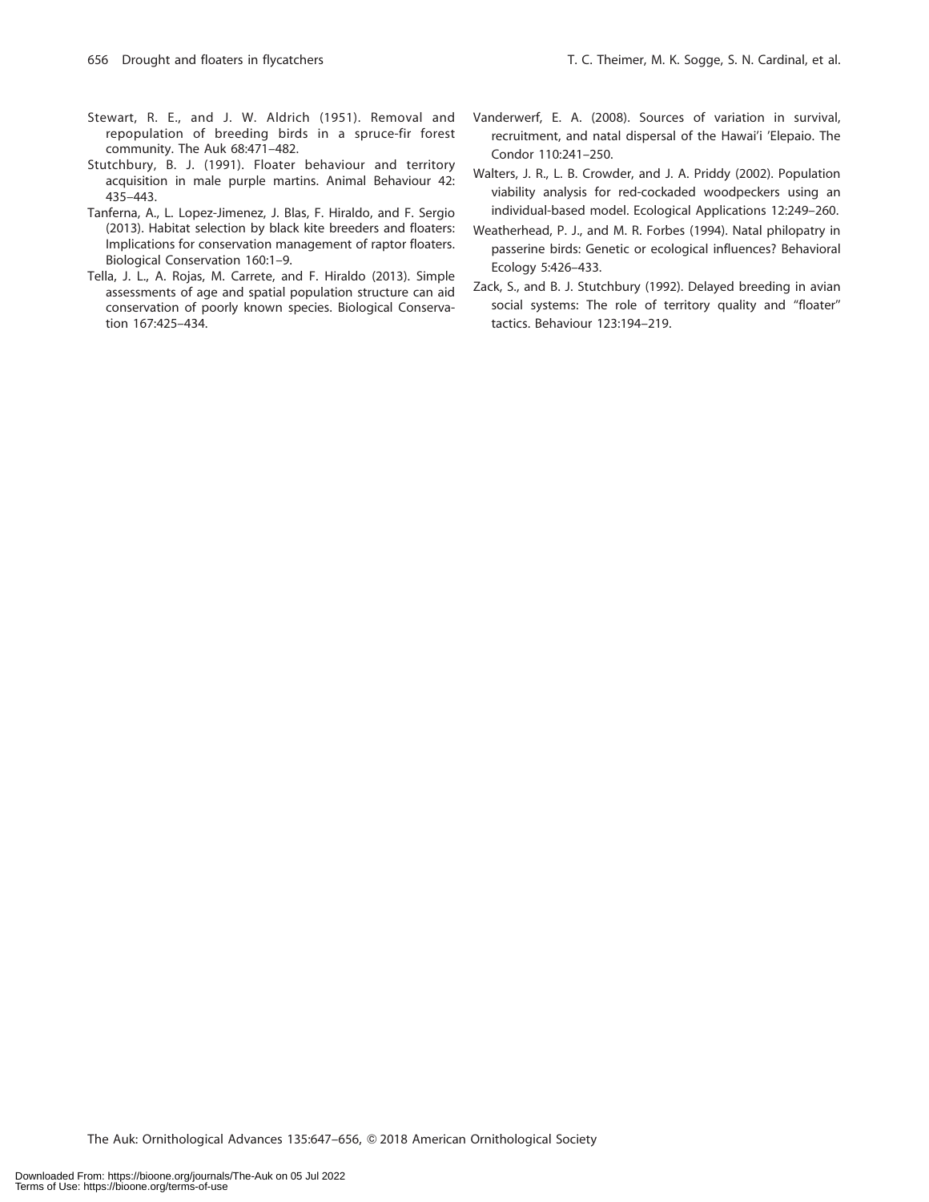Stewart, R. E., and J. W. Aldrich (1951). Removal and repopulation of breeding birds in a spruce-fir forest community. The Auk 68:471–482.

Stutchbury, B. J. (1991). Floater behaviour and territory acquisition in male purple martins. Animal Behaviour 42: 435–443.

Tanferna, A., L. Lopez-Jimenez, J. Blas, F. Hiraldo, and F. Sergio (2013). Habitat selection by black kite breeders and floaters: Implications for conservation management of raptor floaters. Biological Conservation 160:1–9.

Tella, J. L., A. Rojas, M. Carrete, and F. Hiraldo (2013). Simple assessments of age and spatial population structure can aid conservation of poorly known species. Biological Conservation 167:425–434.

Vanderwerf, E. A. (2008). Sources of variation in survival, recruitment, and natal dispersal of the Hawai'i 'Elepaio. The Condor 110:241–250.

Walters, J. R., L. B. Crowder, and J. A. Priddy (2002). Population viability analysis for red-cockaded woodpeckers using an individual-based model. Ecological Applications 12:249–260.

Weatherhead, P. J., and M. R. Forbes (1994). Natal philopatry in passerine birds: Genetic or ecological influences? Behavioral Ecology 5:426–433.

Zack, S., and B. J. Stutchbury (1992). Delayed breeding in avian social systems: The role of territory quality and "floater" tactics. Behaviour 123:194–219.